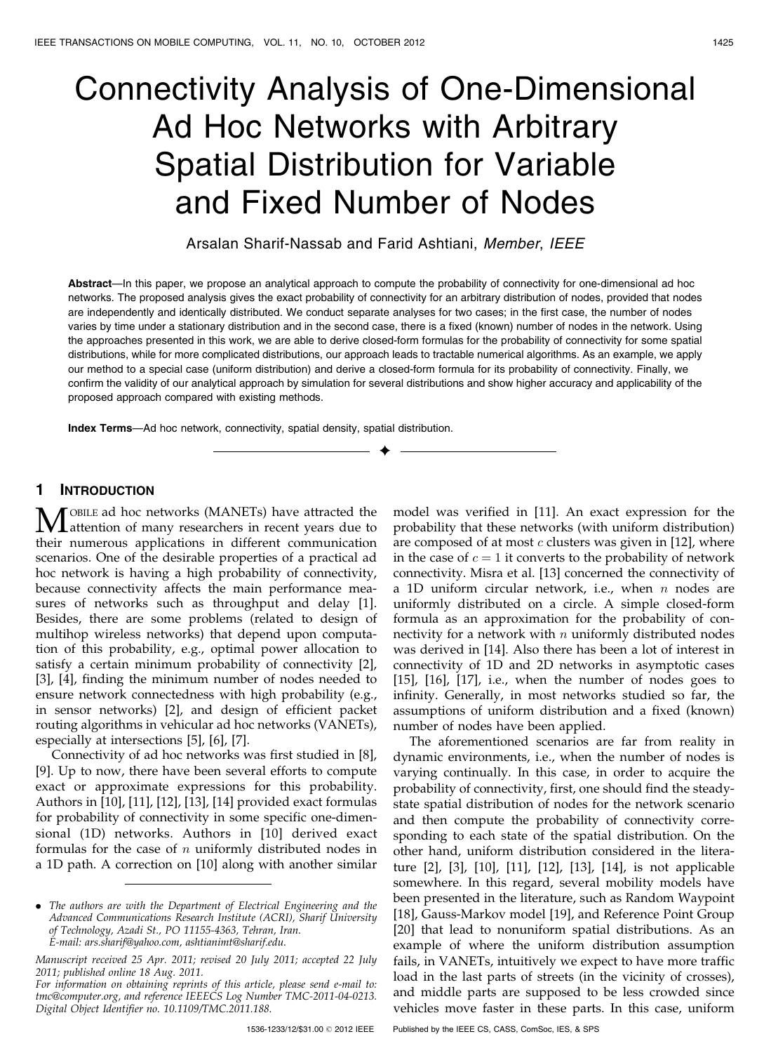# Connectivity Analysis of One-Dimensional Ad Hoc Networks with Arbitrary Spatial Distribution for Variable and Fixed Number of Nodes

Arsalan Sharif-Nassab and Farid Ashtiani, *Member*, *IEEE*

**Abstract**—In this paper, we propose an analytical approach to compute the probability of connectivity for one-dimensional ad hoc networks. The proposed analysis gives the exact probability of connectivity for an arbitrary distribution of nodes, provided that nodes are independently and identically distributed. We conduct separate analyses for two cases; in the first case, the number of nodes varies by time under a stationary distribution and in the second case, there is a fixed (known) number of nodes in the network. Using the approaches presented in this work, we are able to derive closed-form formulas for the probability of connectivity for some spatial distributions, while for more complicated distributions, our approach leads to tractable numerical algorithms. As an example, we apply our method to a special case (uniform distribution) and derive a closed-form formula for its probability of connectivity. Finally, we confirm the validity of our analytical approach by simulation for several distributions and show higher accuracy and applicability of the proposed approach compared with existing methods.

**Index Terms**—Ad hoc network, connectivity, spatial density, spatial distribution.

## 1 Introduction

Mobile ad hoc networks (MANETs) have attracted the attention of many researchers in recent years due to their numerous applications in different communication scenarios. One of the desirable properties of a practical ad hoc network is having a high probability of connectivity, because connectivity affects the main performance measures of networks such as throughput and delay [1]. Besides, there are some problems (related to design of multihop wireless networks) that depend upon computation of this probability, e.g., optimal power allocation to satisfy a certain minimum probability of connectivity [2], [3], [4], finding the minimum number of nodes needed to ensure network connectedness with high probability (e.g., in sensor networks) [2], and design of efficient packet routing algorithms in vehicular ad hoc networks (VANETs), especially at intersections [5], [6], [7].

Connectivity of ad hoc networks was first studied in [8], [9]. Up to now, there have been several efforts to compute exact or approximate expressions for this probability. Authors in [10], [11], [12], [13], [14] provided exact formulas for probability of connectivity in some specific one-dimensional (1D) networks. Authors in [10] derived exact formulas for the case of $n$ uniformly distributed nodes in a 1D path. A correction on [10] along with another similar model was verified in [11]. An exact expression for the probability that these networks (with uniform distribution) are composed of at most $c$ clusters was given in [12], where in the case of $c = 1$ it converts to the probability of network connectivity. Misra et al. [13] concerned the connectivity of a 1D uniform circular network, i.e., when $n$ nodes are uniformly distributed on a circle. A simple closed-form formula as an approximation for the probability of connectivity for a network with $n$ uniformly distributed nodes was derived in [14]. Also there has been a lot of interest in connectivity of 1D and 2D networks in asymptotic cases [15], [16], [17], i.e., when the number of nodes goes to infinity. Generally, in most networks studied so far, the assumptions of uniform distribution and a fixed (known) number of nodes have been applied.

The aforementioned scenarios are far from reality in dynamic environments, i.e., when the number of nodes is varying continually. In this case, in order to acquire the probability of connectivity, first, one should find the steady-state spatial distribution of nodes for the network scenario and then compute the probability of connectivity corresponding to each state of the spatial distribution. On the other hand, uniform distribution considered in the literature [2], [3], [10], [11], [12], [13], [14], is not applicable somewhere. In this regard, several mobility models have been presented in the literature, such as Random Waypoint [18], Gauss-Markov model [19], and Reference Point Group [20] that lead to nonuniform spatial distributions. As an example of where the uniform distribution assumption fails, in VANETs, intuitively we expect to have more traffic load in the last parts of streets (in the vicinity of crosses), and middle parts are supposed to be less crowded since vehicles move faster in these parts. In this case, uniform

- *The authors are with the Department of Electrical Engineering and the Advanced Communications Research Institute (ACRI), Sharif University of Technology, Azadi St., PO 11155-4363, Tehran, Iran. E-mail: ars.sharif@yahoo.com, ashtianimt@sharif.edu.*

*Manuscript received 25 Apr. 2011; revised 20 July 2011; accepted 22 July 2011; published online 18 Aug. 2011.*

*For information on obtaining reprints of this article, please send e-mail to: tmc@computer.org, and reference IEEECS Log Number TMC-2011-04-0213. Digital Object Identifier no. 10.1109/TMC.2011.188.*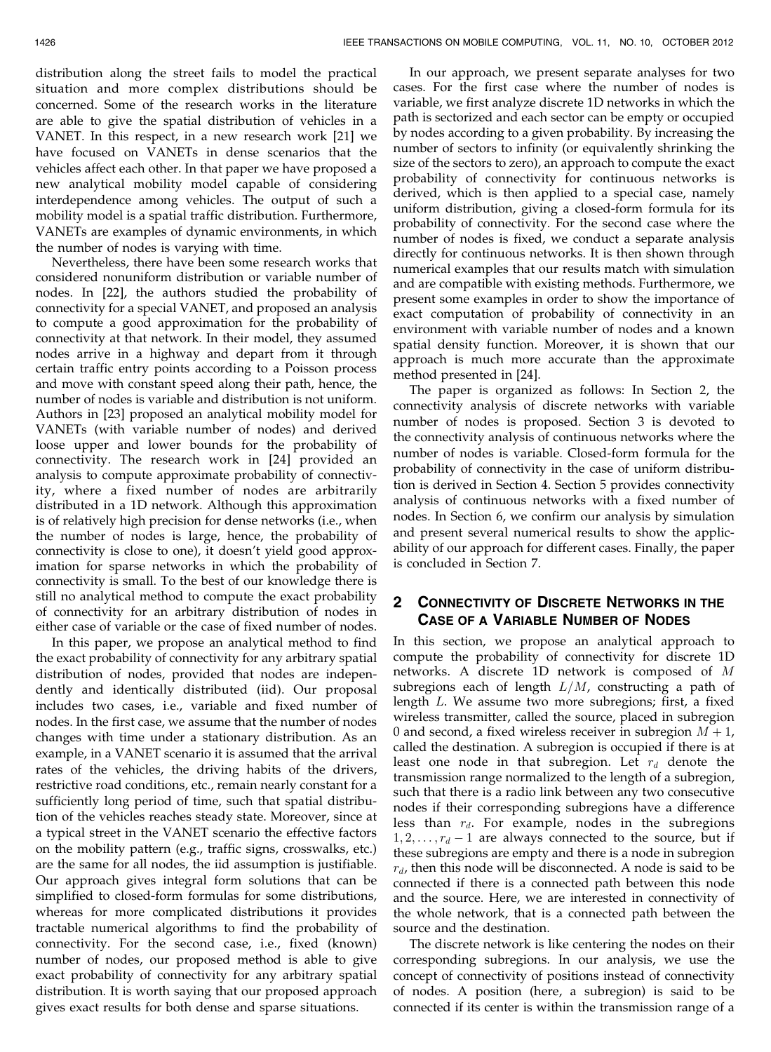distribution along the street fails to model the practical situation and more complex distributions should be concerned. Some of the research works in the literature are able to give the spatial distribution of vehicles in a VANET. In this respect, in a new research work [21] we have focused on VANETs in dense scenarios that the vehicles affect each other. In that paper we have proposed a new analytical mobility model capable of considering interdependence among vehicles. The output of such a mobility model is a spatial traffic distribution. Furthermore, VANETs are examples of dynamic environments, in which the number of nodes is varying with time.

Nevertheless, there have been some research works that considered nonuniform distribution or variable number of nodes. In [22], the authors studied the probability of connectivity for a special VANET, and proposed an analysis to compute a good approximation for the probability of connectivity at that network. In their model, they assumed nodes arrive in a highway and depart from it through certain traffic entry points according to a Poisson process and move with constant speed along their path, hence, the number of nodes is variable and distribution is not uniform. Authors in [23] proposed an analytical mobility model for VANETs (with variable number of nodes) and derived loose upper and lower bounds for the probability of connectivity. The research work in [24] provided an analysis to compute approximate probability of connectivity, where a fixed number of nodes are arbitrarily distributed in a 1D network. Although this approximation is of relatively high precision for dense networks (i.e., when the number of nodes is large, hence, the probability of connectivity is close to one), it doesn't yield good approximation for sparse networks in which the probability of connectivity is small. To the best of our knowledge there is still no analytical method to compute the exact probability of connectivity for an arbitrary distribution of nodes in either case of variable or the case of fixed number of nodes.

In this paper, we propose an analytical method to find the exact probability of connectivity for any arbitrary spatial distribution of nodes, provided that nodes are independently and identically distributed (iid). Our proposal includes two cases, i.e., variable and fixed number of nodes. In the first case, we assume that the number of nodes changes with time under a stationary distribution. As an example, in a VANET scenario it is assumed that the arrival rates of the vehicles, the driving habits of the drivers, restrictive road conditions, etc., remain nearly constant for a sufficiently long period of time, such that spatial distribution of the vehicles reaches steady state. Moreover, since at a typical street in the VANET scenario the effective factors on the mobility pattern (e.g., traffic signs, crosswalks, etc.) are the same for all nodes, the iid assumption is justifiable. Our approach gives integral form solutions that can be simplified to closed-form formulas for some distributions, whereas for more complicated distributions it provides tractable numerical algorithms to find the probability of connectivity. For the second case, i.e., fixed (known) number of nodes, our proposed method is able to give exact probability of connectivity for any arbitrary spatial distribution. It is worth saying that our proposed approach gives exact results for both dense and sparse situations.

In our approach, we present separate analyses for two cases. For the first case where the number of nodes is variable, we first analyze discrete 1D networks in which the path is sectorized and each sector can be empty or occupied by nodes according to a given probability. By increasing the number of sectors to infinity (or equivalently shrinking the size of the sectors to zero), an approach to compute the exact probability of connectivity for continuous networks is derived, which is then applied to a special case, namely uniform distribution, giving a closed-form formula for its probability of connectivity. For the second case where the number of nodes is fixed, we conduct a separate analysis directly for continuous networks. It is then shown through numerical examples that our results match with simulation and are compatible with existing methods. Furthermore, we present some examples in order to show the importance of exact computation of probability of connectivity in an environment with variable number of nodes and a known spatial density function. Moreover, it is shown that our approach is much more accurate than the approximate method presented in [24].

The paper is organized as follows: In Section 2, the connectivity analysis of discrete networks with variable number of nodes is proposed. Section 3 is devoted to the connectivity analysis of continuous networks where the number of nodes is variable. Closed-form formula for the probability of connectivity in the case of uniform distribution is derived in Section 4. Section 5 provides connectivity analysis of continuous networks with a fixed number of nodes. In Section 6, we confirm our analysis by simulation and present several numerical results to show the applicability of our approach for different cases. Finally, the paper is concluded in Section 7.

## 2 Connectivity of Discrete Networks in the Case of a Variable Number of Nodes

In this section, we propose an analytical approach to compute the probability of connectivity for discrete 1D networks. A discrete 1D network is composed of $M$ subregions each of length $L/M$, constructing a path of length $L$. We assume two more subregions; first, a fixed wireless transmitter, called the source, placed in subregion 0 and second, a fixed wireless receiver in subregion $M+1$, called the destination. A subregion is occupied if there is at least one node in that subregion. Let $r_d$ denote the transmission range normalized to the length of a subregion, such that there is a radio link between any two consecutive nodes if their corresponding subregions have a difference less than $r_d$. For example, nodes in the subregions $1, 2, \ldots, r_d - 1$ are always connected to the source, but if these subregions are empty and there is a node in subregion $r_d$, then this node will be disconnected. A node is said to be connected if there is a connected path between this node and the source. Here, we are interested in connectivity of the whole network, that is a connected path between the source and the destination.

The discrete network is like centering the nodes on their corresponding subregions. In our analysis, we use the concept of connectivity of positions instead of connectivity of nodes. A position (here, a subregion) is said to be connected if its center is within the transmission range of a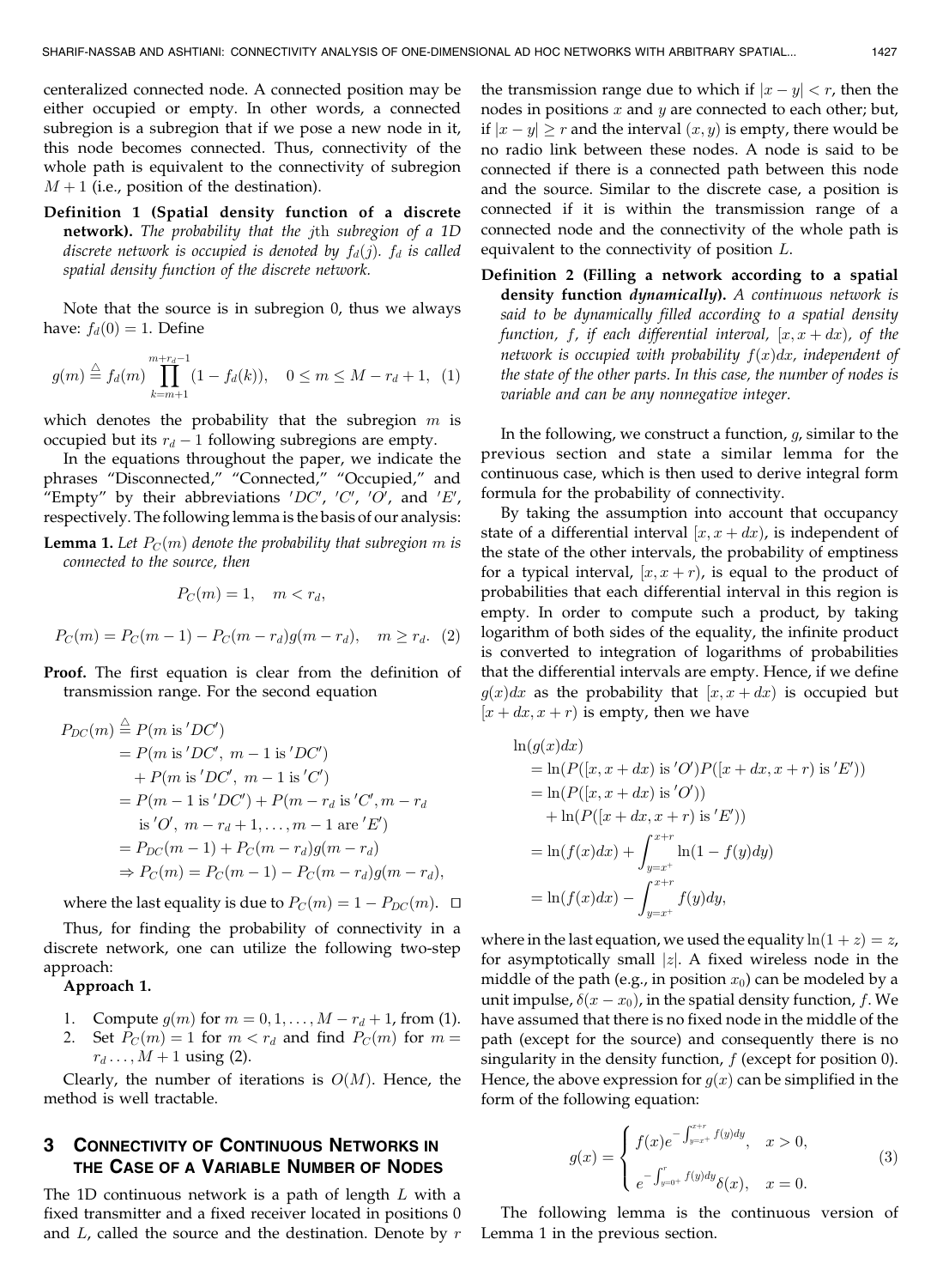centeralized connected node. A connected position may be either occupied or empty. In other words, a connected subregion is a subregion that if we pose a new node in it, this node becomes connected. Thus, connectivity of the whole path is equivalent to the connectivity of subregion $M+1$ (i.e., position of the destination).

**Definition 1 (Spatial density function of a discrete network).** *The probability that the* $j$th *subregion of a 1D discrete network is occupied is denoted by* $f_d(j)$. $f_d$ *is called spatial density function of the discrete network.*

Note that the source is in subregion 0, thus we always have: $f_d(0) = 1$. Define

$$g(m) \stackrel{\triangle}{=} f_d(m) \prod_{k=m+1}^{m+r_d-1} (1 - f_d(k)), \quad 0 \leq m \leq M - r_d + 1, \quad (1)$$

which denotes the probability that the subregion $m$ is occupied but its $r_d - 1$ following subregions are empty.

In the equations throughout the paper, we indicate the phrases "Disconnected," "Connected," "Occupied," and "Empty" by their abbreviations $'DC'$, $'C'$, $'O'$, and $'E'$, respectively. The following lemma is the basis of our analysis:

**Lemma 1.** *Let* $P_C(m)$ *denote the probability that subregion* $m$ *is connected to the source, then*

$$P_C(m) = 1, \quad m < r_d,$$

$$P_C(m) = P_C(m-1) - P_C(m - r_d) g(m - r_d), \quad m \geq r_d. \quad (2)$$

**Proof.** The first equation is clear from the definition of transmission range. For the second equation

$$\begin{aligned}
P_{DC}(m) &\stackrel{\triangle}{=} P(m \text{ is } 'DC') \\
&= P(m \text{ is } 'DC',\ m-1 \text{ is } 'DC') \\
&\quad + P(m \text{ is } 'DC',\ m-1 \text{ is } 'C') \\
&= P(m-1 \text{ is } 'DC') + P(m - r_d \text{ is } 'C', m - r_d \\
&\quad \text{ is } 'O',\ m - r_d + 1, \ldots, m-1 \text{ are } 'E') \\
&= P_{DC}(m-1) + P_C(m - r_d) g(m - r_d) \\
&\Rightarrow P_C(m) = P_C(m-1) - P_C(m - r_d) g(m - r_d),
\end{aligned}$$

where the last equality is due to $P_C(m) = 1 - P_{DC}(m)$. □

Thus, for finding the probability of connectivity in a discrete network, one can utilize the following two-step approach:

**Approach 1.**

1. Compute $g(m)$ for $m = 0, 1, \ldots, M - r_d + 1$, from (1).
2. Set $P_C(m) = 1$ for $m < r_d$ and find $P_C(m)$ for $m = r_d \ldots, M+1$ using (2).

Clearly, the number of iterations is $O(M)$. Hence, the method is well tractable.

## 3 Connectivity of Continuous Networks in the Case of a Variable Number of Nodes

The 1D continuous network is a path of length $L$ with a fixed transmitter and a fixed receiver located in positions 0 and $L$, called the source and the destination. Denote by $r$ the transmission range due to which if $|x - y| < r$, then the nodes in positions $x$ and $y$ are connected to each other; but, if $|x - y| \geq r$ and the interval $(x, y)$ is empty, there would be no radio link between these nodes. A node is said to be connected if there is a connected path between this node and the source. Similar to the discrete case, a position is connected if it is within the transmission range of a connected node and the connectivity of the whole path is equivalent to the connectivity of position $L$.

**Definition 2 (Filling a network according to a spatial density function *dynamically*).** *A continuous network is said to be dynamically filled according to a spatial density function,* $f$, *if each differential interval,* $[x, x+dx)$, *of the network is occupied with probability* $f(x)dx$, *independent of the state of the other parts. In this case, the number of nodes is variable and can be any nonnegative integer.*

In the following, we construct a function, $g$, similar to the previous section and state a similar lemma for the continuous case, which is then used to derive integral form formula for the probability of connectivity.

By taking the assumption into account that occupancy state of a differential interval $[x, x+dx)$, is independent of the state of the other intervals, the probability of emptiness for a typical interval, $[x, x+r)$, is equal to the product of probabilities that each differential interval in this region is empty. In order to compute such a product, by taking logarithm of both sides of the equality, the infinite product is converted to integration of logarithms of probabilities that the differential intervals are empty. Hence, if we define $g(x)dx$ as the probability that $[x, x+dx)$ is occupied but $[x+dx, x+r)$ is empty, then we have

$$\begin{aligned}
&\ln(g(x)dx) \\
&= \ln(P([x, x+dx) \text{ is } 'O') P([x+dx, x+r) \text{ is } 'E')) \\
&= \ln(P([x, x+dx) \text{ is } 'O')) \\
&\quad + \ln(P([x+dx, x+r) \text{ is } 'E')) \\
&= \ln(f(x)dx) + \int_{y=x^+}^{x+r} \ln(1 - f(y)dy) \\
&= \ln(f(x)dx) - \int_{y=x^+}^{x+r} f(y)dy,
\end{aligned}$$

where in the last equation, we used the equality $\ln(1+z) = z$, for asymptotically small $|z|$. A fixed wireless node in the middle of the path (e.g., in position $x_0$) can be modeled by a unit impulse, $\delta(x - x_0)$, in the spatial density function, $f$. We have assumed that there is no fixed node in the middle of the path (except for the source) and consequently there is no singularity in the density function, $f$ (except for position 0). Hence, the above expression for $g(x)$ can be simplified in the form of the following equation:

$$g(x) = \begin{cases} f(x) e^{-\int_{y=x^+}^{x+r} f(y)dy}, & x > 0, \\ e^{-\int_{y=0^+}^{r} f(y)dy} \delta(x), & x = 0. \end{cases} \quad (3)$$

The following lemma is the continuous version of Lemma 1 in the previous section.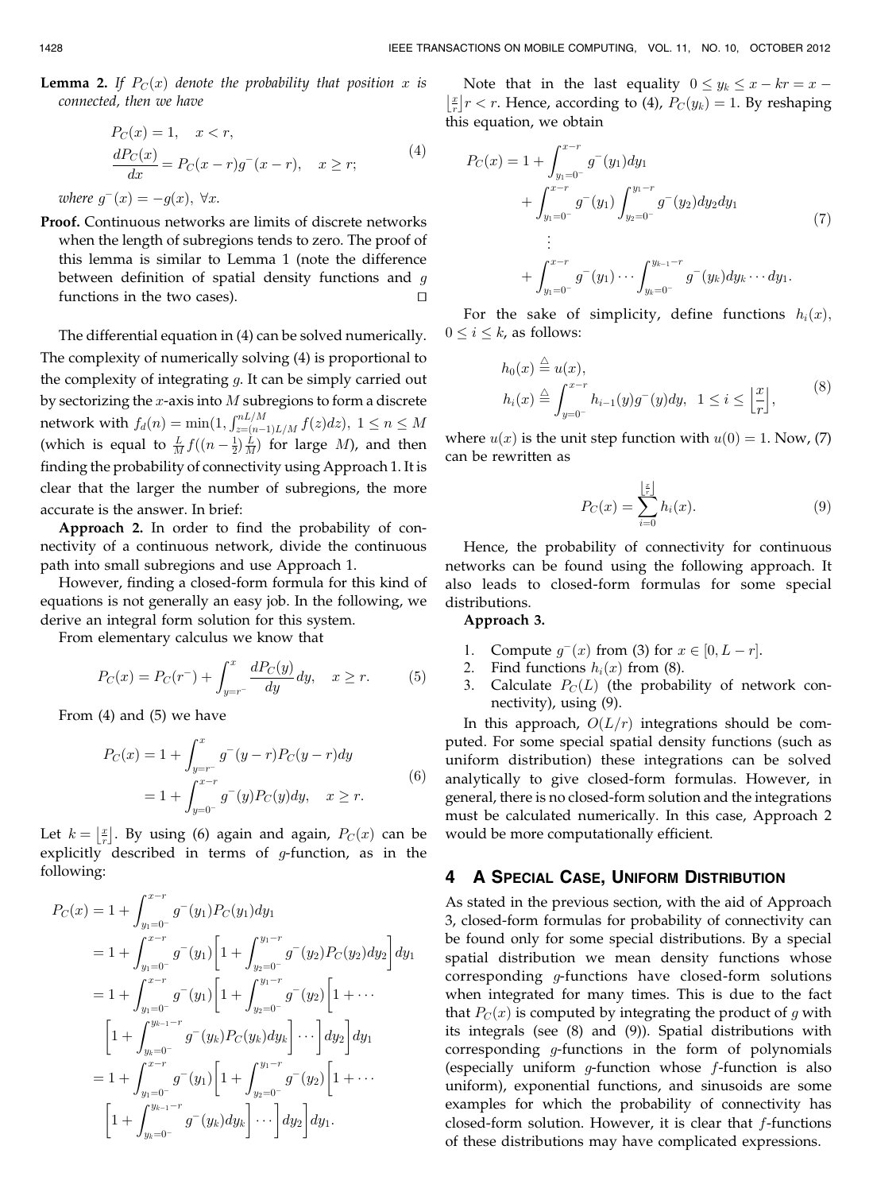**Lemma 2.** *If $P_C(x)$ denote the probability that position $x$ is connected, then we have*

$$
\begin{aligned}
&P_C(x) = 1, \quad x < r, \\
&\frac{dP_C(x)}{dx} = P_C(x-r) g^{-}(x-r), \quad x \geq r;
\end{aligned} \tag{4}
$$

*where $g^{-}(x) = -g(x), \ \forall x$.*

**Proof.** Continuous networks are limits of discrete networks when the length of subregions tends to zero. The proof of this lemma is similar to Lemma 1 (note the difference between definition of spatial density functions and $g$ functions in the two cases). □

The differential equation in (4) can be solved numerically. The complexity of numerically solving (4) is proportional to the complexity of integrating $g$. It can be simply carried out by sectorizing the $x$-axis into $M$ subregions to form a discrete network with $f_d(n) = \min(1, \int_{z=(n-1)L/M}^{nL/M} f(z)dz)$, $1 \leq n \leq M$ (which is equal to $\frac{L}{M} f((n-\frac{1}{2})\frac{L}{M})$ for large $M$), and then finding the probability of connectivity using Approach 1. It is clear that the larger the number of subregions, the more accurate is the answer. In brief:

**Approach 2.** In order to find the probability of connectivity of a continuous network, divide the continuous path into small subregions and use Approach 1.

However, finding a closed-form formula for this kind of equations is not generally an easy job. In the following, we derive an integral form solution for this system.

From elementary calculus we know that

$$
P_C(x) = P_C(r^-) + \int_{y=r^-}^{x} \frac{dP_C(y)}{dy} dy, \quad x \geq r. \tag{5}
$$

From (4) and (5) we have

$$
\begin{aligned}
P_C(x) &= 1 + \int_{y=r^-}^{x} g^{-}(y-r) P_C(y-r) dy \\
&= 1 + \int_{y=0^-}^{x-r} g^{-}(y) P_C(y) dy, \quad x \geq r.
\end{aligned} \tag{6}
$$

Let $k = \left\lfloor \frac{x}{r} \right\rfloor$. By using (6) again and again, $P_C(x)$ can be explicitly described in terms of $g$-function, as in the following:

$$
\begin{aligned}
P_C(x) &= 1 + \int_{y_1=0^-}^{x-r} g^{-}(y_1) P_C(y_1) dy_1 \\
&= 1 + \int_{y_1=0^-}^{x-r} g^{-}(y_1) \left[ 1 + \int_{y_2=0^-}^{y_1-r} g^{-}(y_2) P_C(y_2) dy_2 \right] dy_1 \\
&= 1 + \int_{y_1=0^-}^{x-r} g^{-}(y_1) \left[ 1 + \int_{y_2=0^-}^{y_1-r} g^{-}(y_2) \left[ 1 + \cdots \right.\right. \\
&\quad \left.\left. \left[ 1 + \int_{y_k=0^-}^{y_{k-1}-r} g^{-}(y_k) P_C(y_k) dy_k \right] \cdots \right] dy_2 \right] dy_1 \\
&= 1 + \int_{y_1=0^-}^{x-r} g^{-}(y_1) \left[ 1 + \int_{y_2=0^-}^{y_1-r} g^{-}(y_2) \left[ 1 + \cdots \right.\right. \\
&\quad \left.\left. \left[ 1 + \int_{y_k=0^-}^{y_{k-1}-r} g^{-}(y_k) dy_k \right] \cdots \right] dy_2 \right] dy_1.
\end{aligned}
$$

Note that in the last equality $0 \leq y_k \leq x - kr = x - \left\lfloor \frac{x}{r} \right\rfloor r < r$. Hence, according to (4), $P_C(y_k) = 1$. By reshaping this equation, we obtain

$$
\begin{aligned}
P_C(x) = 1 &+ \int_{y_1=0^-}^{x-r} g^{-}(y_1) dy_1 \\
&+ \int_{y_1=0^-}^{x-r} g^{-}(y_1) \int_{y_2=0^-}^{y_1-r} g^{-}(y_2) dy_2 dy_1 \\
&\ \vdots \\
&+ \int_{y_1=0^-}^{x-r} g^{-}(y_1) \cdots \int_{y_k=0^-}^{y_{k-1}-r} g^{-}(y_k) dy_k \cdots dy_1.
\end{aligned} \tag{7}
$$

For the sake of simplicity, define functions $h_i(x)$, $0 \leq i \leq k$, as follows:

$$
\begin{aligned}
&h_0(x) \triangleq u(x), \\
&h_i(x) \triangleq \int_{y=0^-}^{x-r} h_{i-1}(y) g^{-}(y) dy, \quad 1 \leq i \leq \left\lfloor \frac{x}{r} \right\rfloor,
\end{aligned} \tag{8}
$$

where $u(x)$ is the unit step function with $u(0) = 1$. Now, (7) can be rewritten as

$$
P_C(x) = \sum_{i=0}^{\left\lfloor \frac{x}{r} \right\rfloor} h_i(x). \tag{9}
$$

Hence, the probability of connectivity for continuous networks can be found using the following approach. It also leads to closed-form formulas for some special distributions.

**Approach 3.**

1. Compute $g^{-}(x)$ from (3) for $x \in [0, L-r]$.
2. Find functions $h_i(x)$ from (8).
3. Calculate $P_C(L)$ (the probability of network connectivity), using (9).

In this approach, $O(L/r)$ integrations should be computed. For some special spatial density functions (such as uniform distribution) these integrations can be solved analytically to give closed-form formulas. However, in general, there is no closed-form solution and the integrations must be calculated numerically. In this case, Approach 2 would be more computationally efficient.

## 4 A Special Case, Uniform Distribution

As stated in the previous section, with the aid of Approach 3, closed-form formulas for probability of connectivity can be found only for some special distributions. By a special spatial distribution we mean density functions whose corresponding $g$-functions have closed-form solutions when integrated for many times. This is due to the fact that $P_C(x)$ is computed by integrating the product of $g$ with its integrals (see (8) and (9)). Spatial distributions with corresponding $g$-functions in the form of polynomials (especially uniform $g$-function whose $f$-function is also uniform), exponential functions, and sinusoids are some examples for which the probability of connectivity has closed-form solution. However, it is clear that $f$-functions of these distributions may have complicated expressions.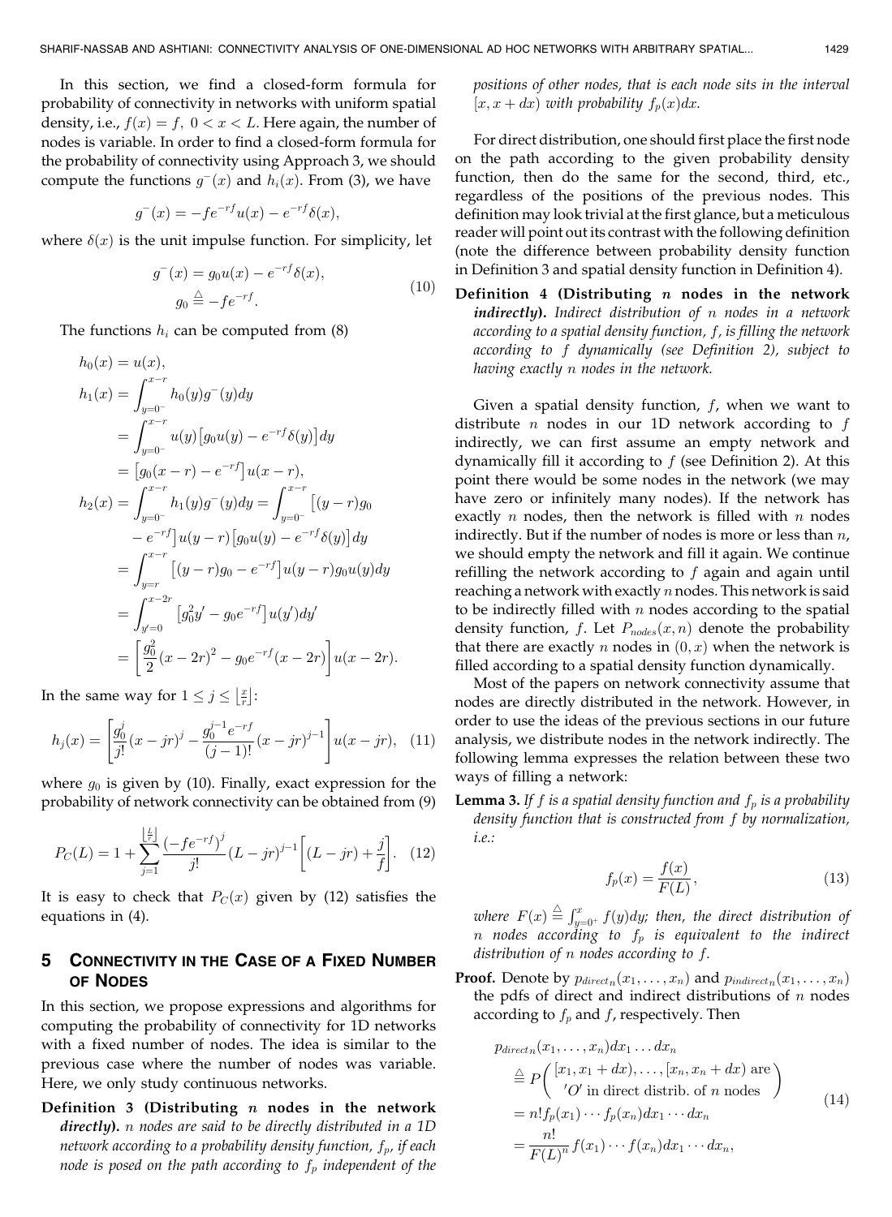In this section, we find a closed-form formula for probability of connectivity in networks with uniform spatial density, i.e., $f(x) = f,\ 0 < x < L$. Here again, the number of nodes is variable. In order to find a closed-form formula for the probability of connectivity using Approach 3, we should compute the functions $g^-(x)$ and $h_i(x)$. From (3), we have

$$g^-(x) = -fe^{-rf}u(x) - e^{-rf}\delta(x),$$

where $\delta(x)$ is the unit impulse function. For simplicity, let

$$\begin{aligned} g^-(x) &= g_0 u(x) - e^{-rf}\delta(x), \\ g_0 &\triangleq -fe^{-rf}. \end{aligned} \tag{10}$$

The functions $h_i$ can be computed from (8)

$$\begin{aligned}
h_0(x) &= u(x), \\
h_1(x) &= \int_{y=0^-}^{x-r} h_0(y)g^-(y)dy \\
&= \int_{y=0^-}^{x-r} u(y)\big[g_0 u(y) - e^{-rf}\delta(y)\big]dy \\
&= \big[g_0(x-r) - e^{-rf}\big]u(x-r), \\
h_2(x) &= \int_{y=0^-}^{x-r} h_1(y)g^-(y)dy = \int_{y=0^-}^{x-r} \big[(y-r)g_0 \\
&\quad - e^{-rf}\big]u(y-r)\big[g_0 u(y) - e^{-rf}\delta(y)\big]dy \\
&= \int_{y=r}^{x-r} \big[(y-r)g_0 - e^{-rf}\big]u(y-r)g_0 u(y)dy \\
&= \int_{y'=0}^{x-2r} \big[g_0^2 y' - g_0 e^{-rf}\big]u(y')dy' \\
&= \left[\frac{g_0^2}{2}(x-2r)^2 - g_0 e^{-rf}(x-2r)\right]u(x-2r).
\end{aligned}$$

In the same way for $1 \leq j \leq \left\lfloor \frac{x}{r} \right\rfloor$:

$$h_j(x) = \left[\frac{g_0^j}{j!}(x-jr)^j - \frac{g_0^{j-1}e^{-rf}}{(j-1)!}(x-jr)^{j-1}\right]u(x-jr), \tag{11}$$

where $g_0$ is given by (10). Finally, exact expression for the probability of network connectivity can be obtained from (9)

$$P_C(L) = 1 + \sum_{j=1}^{\left\lfloor \frac{L}{r} \right\rfloor} \frac{\left(-fe^{-rf}\right)^j}{j!}(L-jr)^{j-1}\left[(L-jr) + \frac{j}{f}\right]. \tag{12}$$

It is easy to check that $P_C(x)$ given by (12) satisfies the equations in (4).

## 5 Connectivity in the Case of a Fixed Number of Nodes

In this section, we propose expressions and algorithms for computing the probability of connectivity for 1D networks with a fixed number of nodes. The idea is similar to the previous case where the number of nodes was variable. Here, we only study continuous networks.

**Definition 3 (Distributing *n* nodes in the network *directly*).** *$n$ nodes are said to be directly distributed in a 1D network according to a probability density function, $f_p$, if each node is posed on the path according to $f_p$ independent of the positions of other nodes, that is each node sits in the interval $[x, x+dx)$ with probability $f_p(x)dx$.*

For direct distribution, one should first place the first node on the path according to the given probability density function, then do the same for the second, third, etc., regardless of the positions of the previous nodes. This definition may look trivial at the first glance, but a meticulous reader will point out its contrast with the following definition (note the difference between probability density function in Definition 3 and spatial density function in Definition 4).

**Definition 4 (Distributing *n* nodes in the network *indirectly*).** *Indirect distribution of $n$ nodes in a network according to a spatial density function, $f$, is filling the network according to $f$ dynamically (see Definition 2), subject to having exactly $n$ nodes in the network.*

Given a spatial density function, $f$, when we want to distribute $n$ nodes in our 1D network according to $f$ indirectly, we can first assume an empty network and dynamically fill it according to $f$ (see Definition 2). At this point there would be some nodes in the network (we may have zero or infinitely many nodes). If the network has exactly $n$ nodes, then the network is filled with $n$ nodes indirectly. But if the number of nodes is more or less than $n$, we should empty the network and fill it again. We continue refilling the network according to $f$ again and again until reaching a network with exactly $n$ nodes. This network is said to be indirectly filled with $n$ nodes according to the spatial density function, $f$. Let $P_{nodes}(x, n)$ denote the probability that there are exactly $n$ nodes in $(0, x)$ when the network is filled according to a spatial density function dynamically.

Most of the papers on network connectivity assume that nodes are directly distributed in the network. However, in order to use the ideas of the previous sections in our future analysis, we distribute nodes in the network indirectly. The following lemma expresses the relation between these two ways of filling a network:

**Lemma 3.** *If $f$ is a spatial density function and $f_p$ is a probability density function that is constructed from $f$ by normalization, i.e.:*

$$f_p(x) = \frac{f(x)}{F(L)}, \tag{13}$$

*where $F(x) \triangleq \int_{y=0^+}^{x} f(y)dy$; then, the direct distribution of $n$ nodes according to $f_p$ is equivalent to the indirect distribution of $n$ nodes according to $f$.*

**Proof.** Denote by $p_{direct_n}(x_1, \ldots, x_n)$ and $p_{indirect_n}(x_1, \ldots, x_n)$ the pdfs of direct and indirect distributions of $n$ nodes according to $f_p$ and $f$, respectively. Then

$$\begin{aligned}
&p_{direct_n}(x_1, \ldots, x_n)dx_1 \ldots dx_n \\
&\triangleq P\begin{pmatrix} [x_1, x_1+dx), \ldots, [x_n, x_n+dx) \text{ are} \\ 'O' \text{ in direct distrib. of } n \text{ nodes} \end{pmatrix} \\
&= n! f_p(x_1) \cdots f_p(x_n)dx_1 \cdots dx_n \\
&= \frac{n!}{F(L)^n} f(x_1) \cdots f(x_n)dx_1 \cdots dx_n,
\end{aligned} \tag{14}$$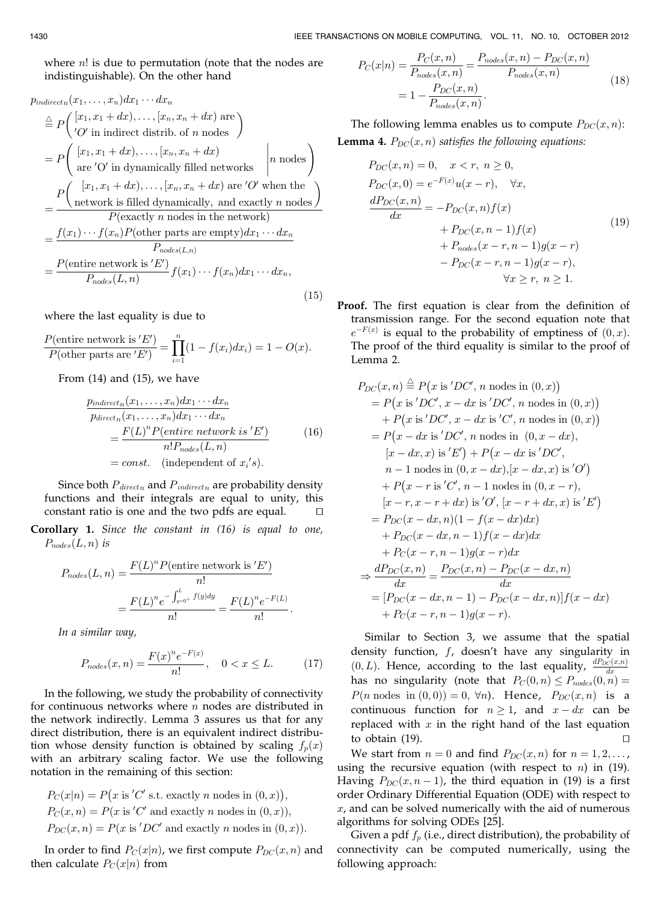where $n!$ is due to permutation (note that the nodes are indistinguishable). On the other hand

$$
\begin{aligned}
&p_{indirect_n}(x_1,\ldots,x_n)dx_1\cdots dx_n \\
&\triangleq P\left(\begin{array}{l}[x_1,x_1+dx),\ldots,[x_n,x_n+dx) \text{ are} \\ 'O' \text{ in indirect distrib. of } n \text{ nodes}\end{array}\right) \\
&= P\left(\begin{array}{l}[x_1,x_1+dx),\ldots,[x_n,x_n+dx) \\ \text{are } 'O' \text{ in dynamically filled networks}\end{array}\middle| n \text{ nodes}\right) \\
&= \frac{P\left(\begin{array}{l}[x_1,x_1+dx),\ldots,[x_n,x_n+dx) \text{ are } 'O' \text{ when the} \\ \text{network is filled dynamically, and exactly } n \text{ nodes}\end{array}\right)}{P(\text{exactly } n \text{ nodes in the network})} \\
&= \frac{f(x_1)\cdots f(x_n)P(\text{other parts are empty})dx_1\cdots dx_n}{P_{nodes(L,n)}} \\
&= \frac{P(\text{entire network is } 'E')}{P_{nodes}(L,n)} f(x_1)\cdots f(x_n)dx_1\cdots dx_n,
\end{aligned}
\tag{15}
$$

where the last equality is due to

$$
\frac{P(\text{entire network is } 'E')}{P(\text{other parts are } 'E')} = \prod_{i=1}^{n}(1-f(x_i)dx_i) = 1 - O(x).
$$

From (14) and (15), we have

$$
\begin{aligned}
\frac{p_{indirect_n}(x_1,\ldots,x_n)dx_1\cdots dx_n}{p_{direct_n}(x_1,\ldots,x_n)dx_1\cdots dx_n}
&= \frac{F(L)^n P(\textit{entire network is } 'E')}{n! P_{nodes}(L,n)} \\
&= const. \quad (\text{independent of } x_i{'}s).
\end{aligned}
\tag{16}
$$

Since both $P_{direct_n}$ and $P_{indirect_n}$ are probability density functions and their integrals are equal to unity, this constant ratio is one and the two pdfs are equal. ◻

**Corollary 1.** *Since the constant in (16) is equal to one, $P_{nodes}(L,n)$ is*

$$
\begin{aligned}
P_{nodes}(L,n) &= \frac{F(L)^n P(\text{entire network is } 'E')}{n!} \\
&= \frac{F(L)^n e^{-\int_{y=0^+}^{L} f(y)dy}}{n!} = \frac{F(L)^n e^{-F(L)}}{n!}.
\end{aligned}
$$

*In a similar way,*

$$
P_{nodes}(x,n) = \frac{F(x)^n e^{-F(x)}}{n!}, \quad 0 < x \leq L. \tag{17}
$$

In the following, we study the probability of connectivity for continuous networks where $n$ nodes are distributed in the network indirectly. Lemma 3 assures us that for any direct distribution, there is an equivalent indirect distribution whose density function is obtained by scaling $f_p(x)$ with an arbitrary scaling factor. We use the following notation in the remaining of this section:

$$
\begin{aligned}
&P_C(x|n) = P\big(x \text{ is } 'C' \text{ s.t. exactly } n \text{ nodes in } (0,x)\big), \\
&P_C(x,n) = P(x \text{ is } 'C' \text{ and exactly } n \text{ nodes in } (0,x)), \\
&P_{DC}(x,n) = P(x \text{ is } 'DC' \text{ and exactly } n \text{ nodes in } (0,x)).
\end{aligned}
$$

In order to find $P_C(x|n)$, we first compute $P_{DC}(x,n)$ and then calculate $P_C(x|n)$ from

$$
\begin{aligned}
P_C(x|n) &= \frac{P_C(x,n)}{P_{nodes}(x,n)} = \frac{P_{nodes}(x,n) - P_{DC}(x,n)}{P_{nodes}(x,n)} \\
&= 1 - \frac{P_{DC}(x,n)}{P_{nodes}(x,n)}.
\end{aligned}
\tag{18}
$$

The following lemma enables us to compute $P_{DC}(x,n)$:

**Lemma 4.** *$P_{DC}(x,n)$ satisfies the following equations:*

$$
\begin{aligned}
&P_{DC}(x,n) = 0, \quad x < r,\ n \geq 0, \\
&P_{DC}(x,0) = e^{-F(x)}u(x-r), \quad \forall x, \\
&\frac{dP_{DC}(x,n)}{dx} = -P_{DC}(x,n)f(x) \\
&\qquad + P_{DC}(x,n-1)f(x) \\
&\qquad + P_{nodes}(x-r,n-1)g(x-r) \\
&\qquad - P_{DC}(x-r,n-1)g(x-r), \\
&\qquad\qquad \forall x \geq r,\ n \geq 1.
\end{aligned}
\tag{19}
$$

**Proof.** The first equation is clear from the definition of transmission range. For the second equation note that $e^{-F(x)}$ is equal to the probability of emptiness of $(0,x)$. The proof of the third equality is similar to the proof of Lemma 2.

$$
\begin{aligned}
P_{DC}(x,n) &\triangleq P\big(x \text{ is } 'DC', n \text{ nodes in } (0,x)\big) \\
&= P\big(x \text{ is } 'DC', x-dx \text{ is } 'DC', n \text{ nodes in } (0,x)\big) \\
&\quad + P\big(x \text{ is } 'DC', x-dx \text{ is } 'C', n \text{ nodes in } (0,x)\big) \\
&= P\big(x-dx \text{ is } 'DC', n \text{ nodes in } (0,x-dx), \\
&\qquad [x-dx,x) \text{ is } 'E'\big) + P\big(x-dx \text{ is } 'DC', \\
&\qquad n-1 \text{ nodes in } (0,x-dx), [x-dx,x) \text{ is } 'O'\big) \\
&\quad + P\big(x-r \text{ is } 'C', n-1 \text{ nodes in } (0,x-r), \\
&\qquad [x-r,x-r+dx) \text{ is } 'O', [x-r+dx,x) \text{ is } 'E'\big) \\
&= P_{DC}(x-dx,n)(1-f(x-dx)dx) \\
&\quad + P_{DC}(x-dx,n-1)f(x-dx)dx \\
&\quad + P_C(x-r,n-1)g(x-r)dx \\
\Rightarrow \frac{dP_{DC}(x,n)}{dx} &= \frac{P_{DC}(x,n) - P_{DC}(x-dx,n)}{dx} \\
&= [P_{DC}(x-dx,n-1) - P_{DC}(x-dx,n)]f(x-dx) \\
&\quad + P_C(x-r,n-1)g(x-r).
\end{aligned}
$$

Similar to Section 3, we assume that the spatial density function, $f$, doesn't have any singularity in $(0,L)$. Hence, according to the last equality, $\frac{dP_{DC}(x,n)}{dx}$ has no singularity (note that $P_C(0,n) \leq P_{nodes}(0,n) = P(n \text{ nodes in } (0,0)) = 0,\ \forall n$). Hence, $P_{DC}(x,n)$ is a continuous function for $n \geq 1$, and $x-dx$ can be replaced with $x$ in the right hand of the last equality to obtain (19). ◻

We start from $n=0$ and find $P_{DC}(x,n)$ for $n = 1,2,\ldots$, using the recursive equation (with respect to $n$) in (19). Having $P_{DC}(x,n-1)$, the third equation in (19) is a first order Ordinary Differential Equation (ODE) with respect to $x$, and can be solved numerically with the aid of numerous algorithms for solving ODEs [25].

Given a pdf $f_p$ (i.e., direct distribution), the probability of connectivity can be computed numerically, using the following approach: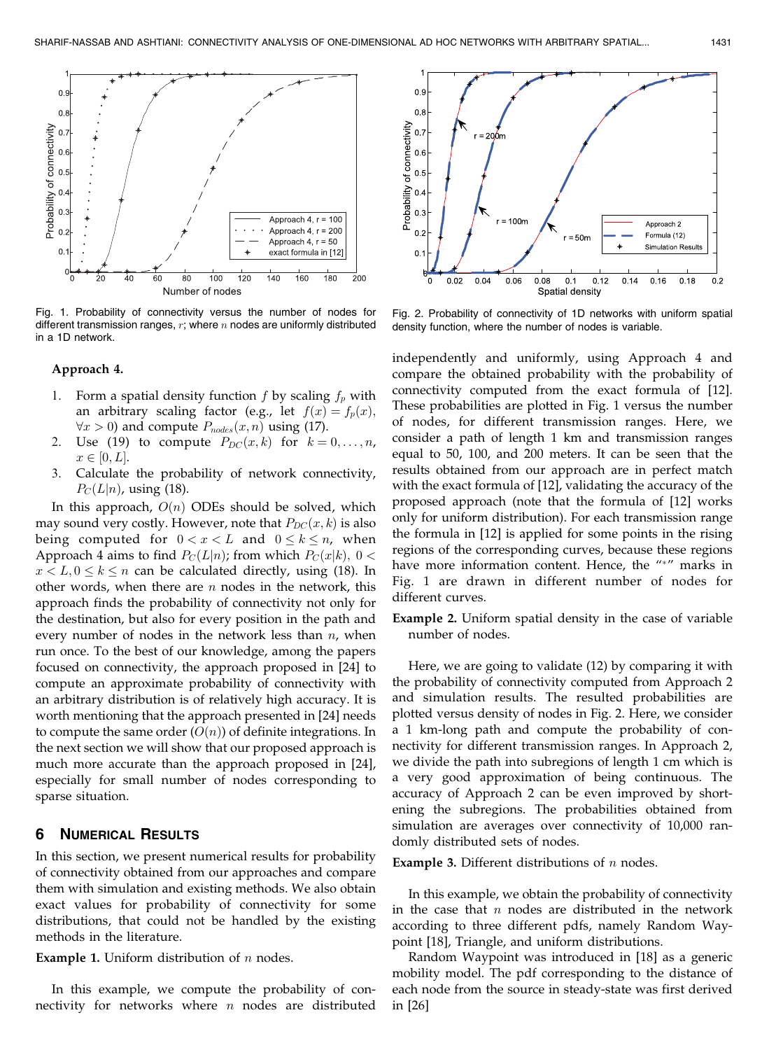Fig. 1. Probability of connectivity versus the number of nodes for different transmission ranges, $r$; where $n$ nodes are uniformly distributed in a 1D network.

Fig. 2. Probability of connectivity of 1D networks with uniform spatial density function, where the number of nodes is variable.

**Approach 4.**

1. Form a spatial density function $f$ by scaling $f_p$ with an arbitrary scaling factor (e.g., let $f(x) = f_p(x)$, $\forall x > 0$) and compute $P_{nodes}(x, n)$ using (17).
2. Use (19) to compute $P_{DC}(x, k)$ for $k = 0, \ldots, n$, $x \in [0, L]$.
3. Calculate the probability of network connectivity, $P_C(L|n)$, using (18).

In this approach, $O(n)$ ODEs should be solved, which may sound very costly. However, note that $P_{DC}(x, k)$ is also being computed for $0 < x < L$ and $0 \leq k \leq n$, when Approach 4 aims to find $P_C(L|n)$; from which $P_C(x|k)$, $0 < x < L, 0 \leq k \leq n$ can be calculated directly, using (18). In other words, when there are $n$ nodes in the network, this approach finds the probability of connectivity not only for the destination, but also for every position in the path and every number of nodes in the network less than $n$, when run once. To the best of our knowledge, among the papers focused on connectivity, the approach proposed in [24] to compute an approximate probability of connectivity with an arbitrary distribution is of relatively high accuracy. It is worth mentioning that the approach presented in [24] needs to compute the same order ($O(n)$) of definite integrations. In the next section we will show that our proposed approach is much more accurate than the approach proposed in [24], especially for small number of nodes corresponding to sparse situation.

## 6 Numerical Results

In this section, we present numerical results for probability of connectivity obtained from our approaches and compare them with simulation and existing methods. We also obtain exact values for probability of connectivity for some distributions, that could not be handled by the existing methods in the literature.

**Example 1.** Uniform distribution of $n$ nodes.

In this example, we compute the probability of connectivity for networks where $n$ nodes are distributed independently and uniformly, using Approach 4 and compare the obtained probability with the probability of connectivity computed from the exact formula of [12]. These probabilities are plotted in Fig. 1 versus the number of nodes, for different transmission ranges. Here, we consider a path of length 1 km and transmission ranges equal to 50, 100, and 200 meters. It can be seen that the results obtained from our approach are in perfect match with the exact formula of [12], validating the accuracy of the proposed approach (note that the formula of [12] works only for uniform distribution). For each transmission range the formula in [12] is applied for some points in the rising regions of the corresponding curves, because these regions have more information content. Hence, the "*" marks in Fig. 1 are drawn in different number of nodes for different curves.

**Example 2.** Uniform spatial density in the case of variable number of nodes.

Here, we are going to validate (12) by comparing it with the probability of connectivity computed from Approach 2 and simulation results. The resulted probabilities are plotted versus density of nodes in Fig. 2. Here, we consider a 1 km-long path and compute the probability of connectivity for different transmission ranges. In Approach 2, we divide the path into subregions of length 1 cm which is a very good approximation of being continuous. The accuracy of Approach 2 can be even improved by shortening the subregions. The probabilities obtained from simulation are averages over connectivity of 10,000 randomly distributed sets of nodes.

**Example 3.** Different distributions of $n$ nodes.

In this example, we obtain the probability of connectivity in the case that $n$ nodes are distributed in the network according to three different pdfs, namely Random Waypoint [18], Triangle, and uniform distributions.

Random Waypoint was introduced in [18] as a generic mobility model. The pdf corresponding to the distance of each node from the source in steady-state was first derived in [26]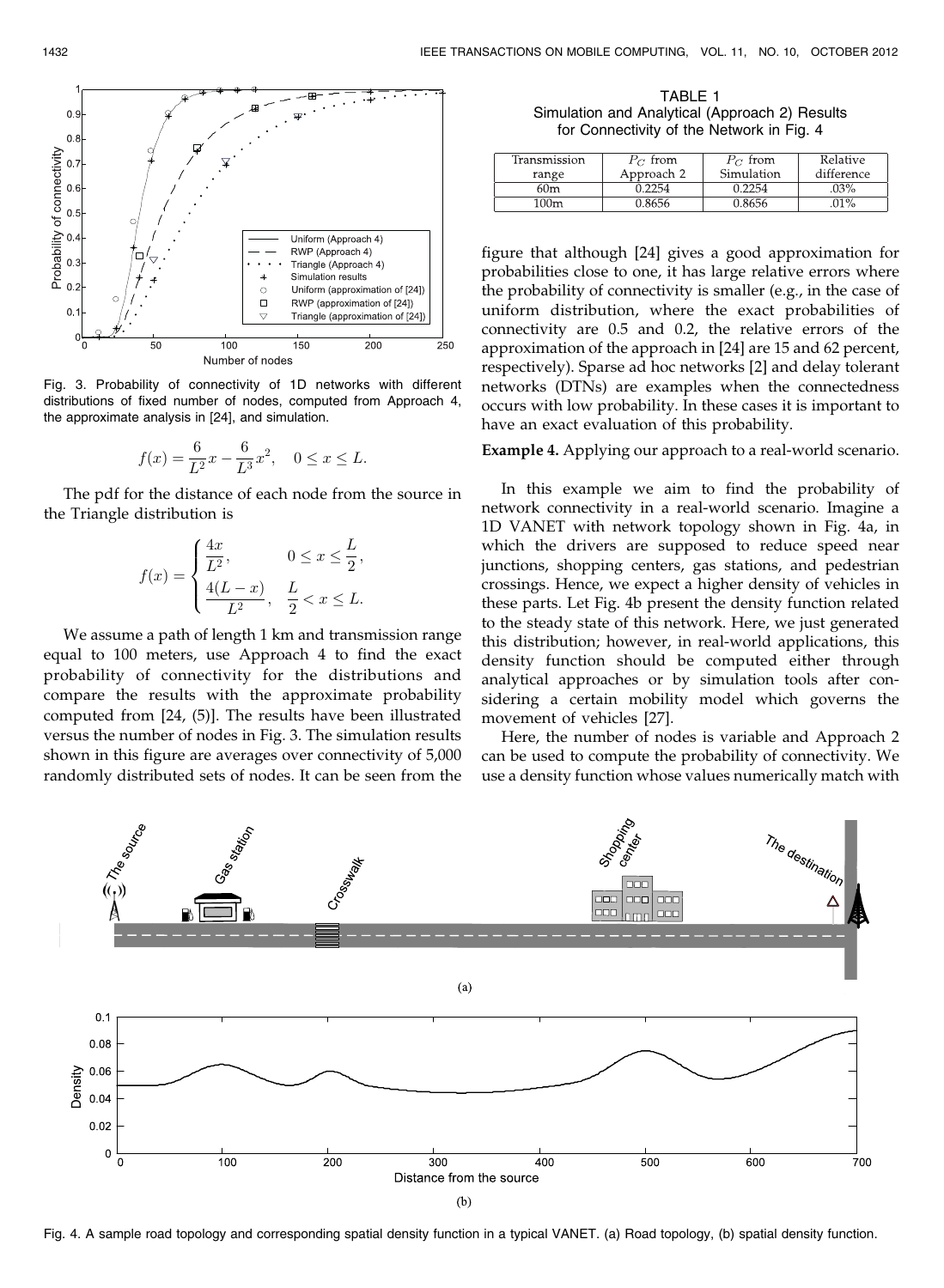Fig. 3. Probability of connectivity of 1D networks with different distributions of fixed number of nodes, computed from Approach 4, the approximate analysis in [24], and simulation.

$$f(x) = \frac{6}{L^2}x - \frac{6}{L^3}x^2, \quad 0 \leq x \leq L.$$

The pdf for the distance of each node from the source in the Triangle distribution is

$$f(x) = \begin{cases} \dfrac{4x}{L^2}, & 0 \leq x \leq \dfrac{L}{2}, \\ \dfrac{4(L-x)}{L^2}, & \dfrac{L}{2} < x \leq L. \end{cases}$$

We assume a path of length 1 km and transmission range equal to 100 meters, use Approach 4 to find the exact probability of connectivity for the distributions and compare the results with the approximate probability computed from [24, (5)]. The results have been illustrated versus the number of nodes in Fig. 3. The simulation results shown in this figure are averages over connectivity of 5,000 randomly distributed sets of nodes. It can be seen from the figure that although [24] gives a good approximation for probabilities close to one, it has large relative errors where the probability of connectivity is smaller (e.g., in the case of uniform distribution, where the exact probabilities of connectivity are 0.5 and 0.2, the relative errors of the approximation of the approach in [24] are 15 and 62 percent, respectively). Sparse ad hoc networks [2] and delay tolerant networks (DTNs) are examples when the connectedness occurs with low probability. In these cases it is important to have an exact evaluation of this probability.

TABLE 1
Simulation and Analytical (Approach 2) Results for Connectivity of the Network in Fig. 4

| Transmission range | $P_C$ from Approach 2 | $P_C$ from Simulation | Relative difference |
|---|---|---|---|
| 60m | 0.2254 | 0.2254 | .03% |
| 100m | 0.8656 | 0.8656 | .01% |

**Example 4.** Applying our approach to a real-world scenario.

In this example we aim to find the probability of network connectivity in a real-world scenario. Imagine a 1D VANET with network topology shown in Fig. 4a, in which the drivers are supposed to reduce speed near junctions, shopping centers, gas stations, and pedestrian crossings. Hence, we expect a higher density of vehicles in these parts. Let Fig. 4b present the density function related to the steady state of this network. Here, we just generated this distribution; however, in real-world applications, this density function should be computed either through analytical approaches or by simulation tools after considering a certain mobility model which governs the movement of vehicles [27].

Here, the number of nodes is variable and Approach 2 can be used to compute the probability of connectivity. We use a density function whose values numerically match with

Fig. 4. A sample road topology and corresponding spatial density function in a typical VANET. (a) Road topology, (b) spatial density function.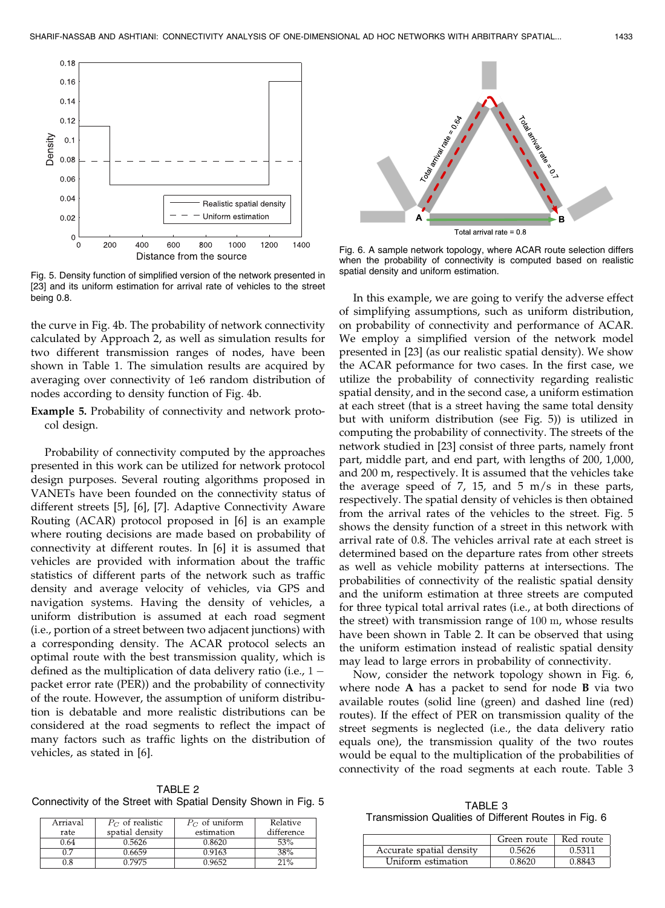Fig. 5. Density function of simplified version of the network presented in [23] and its uniform estimation for arrival rate of vehicles to the street being 0.8.

the curve in Fig. 4b. The probability of network connectivity calculated by Approach 2, as well as simulation results for two different transmission ranges of nodes, have been shown in Table 1. The simulation results are acquired by averaging over connectivity of 1e6 random distribution of nodes according to density function of Fig. 4b.

**Example 5.** Probability of connectivity and network protocol design.

Probability of connectivity computed by the approaches presented in this work can be utilized for network protocol design purposes. Several routing algorithms proposed in VANETs have been founded on the connectivity status of different streets [5], [6], [7]. Adaptive Connectivity Aware Routing (ACAR) protocol proposed in [6] is an example where routing decisions are made based on probability of connectivity at different routes. In [6] it is assumed that vehicles are provided with information about the traffic statistics of different parts of the network such as traffic density and average velocity of vehicles, via GPS and navigation systems. Having the density of vehicles, a uniform distribution is assumed at each road segment (i.e., portion of a street between two adjacent junctions) with a corresponding density. The ACAR protocol selects an optimal route with the best transmission quality, which is defined as the multiplication of data delivery ratio (i.e., $1 -$ packet error rate (PER)) and the probability of connectivity of the route. However, the assumption of uniform distribution is debatable and more realistic distributions can be considered at the road segments to reflect the impact of many factors such as traffic lights on the distribution of vehicles, as stated in [6].

TABLE 2
Connectivity of the Street with Spatial Density Shown in Fig. 5

| Arrival rate | $P_C$ of realistic spatial density | $P_C$ of uniform estimation | Relative difference |
|---|---|---|---|
| 0.64 | 0.5626 | 0.8620 | 53% |
| 0.7 | 0.6659 | 0.9163 | 38% |
| 0.8 | 0.7975 | 0.9652 | 21% |

Fig. 6. A sample network topology, where ACAR route selection differs when the probability of connectivity is computed based on realistic spatial density and uniform estimation.

In this example, we are going to verify the adverse effect of simplifying assumptions, such as uniform distribution, on probability of connectivity and performance of ACAR. We employ a simplified version of the network model presented in [23] (as our realistic spatial density). We show the ACAR peformance for two cases. In the first case, we utilize the probability of connectivity regarding realistic spatial density, and in the second case, a uniform estimation at each street (that is a street having the same total density but with uniform distribution (see Fig. 5)) is utilized in computing the probability of connectivity. The streets of the network studied in [23] consist of three parts, namely front part, middle part, and end part, with lengths of 200, 1,000, and 200 m, respectively. It is assumed that the vehicles take the average speed of 7, 15, and 5 m/s in these parts, respectively. The spatial density of vehicles is then obtained from the arrival rates of the vehicles to the street. Fig. 5 shows the density function of a street in this network with arrival rate of 0.8. The vehicles arrival rate at each street is determined based on the departure rates from other streets as well as vehicle mobility patterns at intersections. The probabilities of connectivity of the realistic spatial density and the uniform estimation at three streets are computed for three typical total arrival rates (i.e., at both directions of the street) with transmission range of $100$ m, whose results have been shown in Table 2. It can be observed that using the uniform estimation instead of realistic spatial density may lead to large errors in probability of connectivity.

Now, consider the network topology shown in Fig. 6, where node **A** has a packet to send for node **B** via two available routes (solid line (green) and dashed line (red) routes). If the effect of PER on transmission quality of the street segments is neglected (i.e., the data delivery ratio equals one), the transmission quality of the two routes would be equal to the multiplication of the probabilities of connectivity of the road segments at each route. Table 3

TABLE 3
Transmission Qualities of Different Routes in Fig. 6

| | Green route | Red route |
|---|---|---|
| Accurate spatial density | 0.5626 | 0.5311 |
| Uniform estimation | 0.8620 | 0.8843 |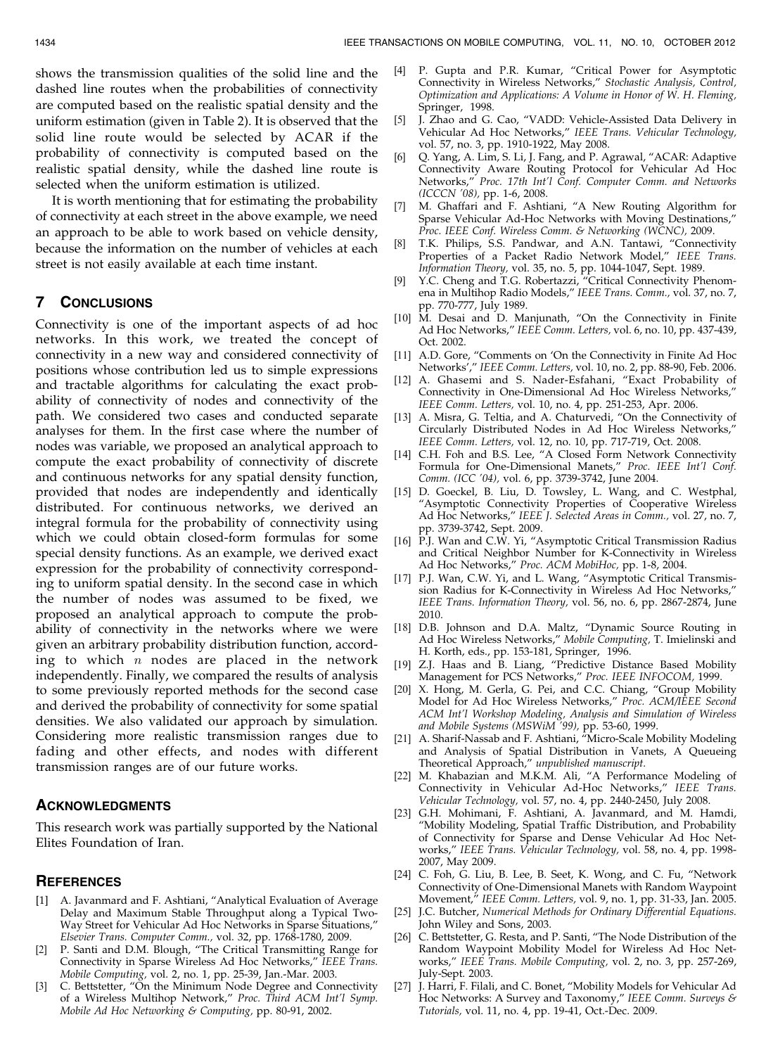shows the transmission qualities of the solid line and the dashed line routes when the probabilities of connectivity are computed based on the realistic spatial density and the uniform estimation (given in Table 2). It is observed that the solid line route would be selected by ACAR if the probability of connectivity is computed based on the realistic spatial density, while the dashed line route is selected when the uniform estimation is utilized.

It is worth mentioning that for estimating the probability of connectivity at each street in the above example, we need an approach to be able to work based on vehicle density, because the information on the number of vehicles at each street is not easily available at each time instant.

## 7 Conclusions

Connectivity is one of the important aspects of ad hoc networks. In this work, we treated the concept of connectivity in a new way and considered connectivity of positions whose contribution led us to simple expressions and tractable algorithms for calculating the exact probability of connectivity of nodes and connectivity of the path. We considered two cases and conducted separate analyses for them. In the first case where the number of nodes was variable, we proposed an analytical approach to compute the exact probability of connectivity of discrete and continuous networks for any spatial density function, provided that nodes are independently and identically distributed. For continuous networks, we derived an integral formula for the probability of connectivity using which we could obtain closed-form formulas for some special density functions. As an example, we derived exact expression for the probability of connectivity corresponding to uniform spatial density. In the second case in which the number of nodes was assumed to be fixed, we proposed an analytical approach to compute the probability of connectivity in the networks where we were given an arbitrary probability distribution function, according to which $n$ nodes are placed in the network independently. Finally, we compared the results of analysis to some previously reported methods for the second case and derived the probability of connectivity for some spatial densities. We also validated our approach by simulation. Considering more realistic transmission ranges due to fading and other effects, and nodes with different transmission ranges are of our future works.

## Acknowledgments

This research work was partially supported by the National Elites Foundation of Iran.

## References

[1] A. Javanmard and F. Ashtiani, "Analytical Evaluation of Average Delay and Maximum Stable Throughput along a Typical Two-Way Street for Vehicular Ad Hoc Networks in Sparse Situations," *Elsevier Trans. Computer Comm.,* vol. 32, pp. 1768-1780, 2009.

[2] P. Santi and D.M. Blough, "The Critical Transmitting Range for Connectivity in Sparse Wireless Ad Hoc Networks," *IEEE Trans. Mobile Computing,* vol. 2, no. 1, pp. 25-39, Jan.-Mar. 2003.

[3] C. Bettstetter, "On the Minimum Node Degree and Connectivity of a Wireless Multihop Network," *Proc. Third ACM Int'l Symp. Mobile Ad Hoc Networking & Computing,* pp. 80-91, 2002.

[4] P. Gupta and P.R. Kumar, "Critical Power for Asymptotic Connectivity in Wireless Networks," *Stochastic Analysis, Control, Optimization and Applications: A Volume in Honor of W. H. Fleming,* Springer, 1998.

[5] J. Zhao and G. Cao, "VADD: Vehicle-Assisted Data Delivery in Vehicular Ad Hoc Networks," *IEEE Trans. Vehicular Technology,* vol. 57, no. 3, pp. 1910-1922, May 2008.

[6] Q. Yang, A. Lim, S. Li, J. Fang, and P. Agrawal, "ACAR: Adaptive Connectivity Aware Routing Protocol for Vehicular Ad Hoc Networks," *Proc. 17th Int'l Conf. Computer Comm. and Networks (ICCCN '08),* pp. 1-6, 2008.

[7] M. Ghaffari and F. Ashtiani, "A New Routing Algorithm for Sparse Vehicular Ad-Hoc Networks with Moving Destinations," *Proc. IEEE Conf. Wireless Comm. & Networking (WCNC),* 2009.

[8] T.K. Philips, S.S. Pandwar, and A.N. Tantawi, "Connectivity Properties of a Packet Radio Network Model," *IEEE Trans. Information Theory,* vol. 35, no. 5, pp. 1044-1047, Sept. 1989.

[9] Y.C. Cheng and T.G. Robertazzi, "Critical Connectivity Phenomena in Multihop Radio Models," *IEEE Trans. Comm.,* vol. 37, no. 7, pp. 770-777, July 1989.

[10] M. Desai and D. Manjunath, "On the Connectivity in Finite Ad Hoc Networks," *IEEE Comm. Letters,* vol. 6, no. 10, pp. 437-439, Oct. 2002.

[11] A.D. Gore, "Comments on 'On the Connectivity in Finite Ad Hoc Networks'," *IEEE Comm. Letters,* vol. 10, no. 2, pp. 88-90, Feb. 2006.

[12] A. Ghasemi and S. Nader-Esfahani, "Exact Probability of Connectivity in One-Dimensional Ad Hoc Wireless Networks," *IEEE Comm. Letters,* vol. 10, no. 4, pp. 251-253, Apr. 2006.

[13] A. Misra, G. Teltia, and A. Chaturvedi, "On the Connectivity of Circularly Distributed Nodes in Ad Hoc Wireless Networks," *IEEE Comm. Letters,* vol. 12, no. 10, pp. 717-719, Oct. 2008.

[14] C.H. Foh and B.S. Lee, "A Closed Form Network Connectivity Formula for One-Dimensional Manets," *Proc. IEEE Int'l Conf. Comm. (ICC '04),* vol. 6, pp. 3739-3742, June 2004.

[15] D. Goeckel, B. Liu, D. Towsley, L. Wang, and C. Westphal, "Asymptotic Connectivity Properties of Cooperative Wireless Ad Hoc Networks," *IEEE J. Selected Areas in Comm.,* vol. 27, no. 7, pp. 3739-3742, Sept. 2009.

[16] P.J. Wan and C.W. Yi, "Asymptotic Critical Transmission Radius and Critical Neighbor Number for K-Connectivity in Wireless Ad Hoc Networks," *Proc. ACM MobiHoc,* pp. 1-8, 2004.

[17] P.J. Wan, C.W. Yi, and L. Wang, "Asymptotic Critical Transmission Radius for K-Connectivity in Wireless Ad Hoc Networks," *IEEE Trans. Information Theory,* vol. 56, no. 6, pp. 2867-2874, June 2010.

[18] D.B. Johnson and D.A. Maltz, "Dynamic Source Routing in Ad Hoc Wireless Networks," *Mobile Computing,* T. Imielinski and H. Korth, eds., pp. 153-181, Springer, 1996.

[19] Z.J. Haas and B. Liang, "Predictive Distance Based Mobility Management for PCS Networks," *Proc. IEEE INFOCOM,* 1999.

[20] X. Hong, M. Gerla, G. Pei, and C.C. Chiang, "Group Mobility Model for Ad Hoc Wireless Networks," *Proc. ACM/IEEE Second ACM Int'l Workshop Modeling, Analysis and Simulation of Wireless and Mobile Systems (MSWiM '99),* pp. 53-60, 1999.

[21] A. Sharif-Nassab and F. Ashtiani, "Micro-Scale Mobility Modeling and Analysis of Spatial Distribution in Vanets, A Queueing Theoretical Approach," *unpublished manuscript.*

[22] M. Khabazian and M.K.M. Ali, "A Performance Modeling of Connectivity in Vehicular Ad-Hoc Networks," *IEEE Trans. Vehicular Technology,* vol. 57, no. 4, pp. 2440-2450, July 2008.

[23] G.H. Mohimani, F. Ashtiani, A. Javanmard, and M. Hamdi, "Mobility Modeling, Spatial Traffic Distribution, and Probability of Connectivity for Sparse and Dense Vehicular Ad Hoc Networks," *IEEE Trans. Vehicular Technology,* vol. 58, no. 4, pp. 1998-2007, May 2009.

[24] C. Foh, G. Liu, B. Lee, B. Seet, K. Wong, and C. Fu, "Network Connectivity of One-Dimensional Manets with Random Waypoint Movement," *IEEE Comm. Letters,* vol. 9, no. 1, pp. 31-33, Jan. 2005.

[25] J.C. Butcher, *Numerical Methods for Ordinary Differential Equations.* John Wiley and Sons, 2003.

[26] C. Bettstetter, G. Resta, and P. Santi, "The Node Distribution of the Random Waypoint Mobility Model for Wireless Ad Hoc Networks," *IEEE Trans. Mobile Computing,* vol. 2, no. 3, pp. 257-269, July-Sept. 2003.

[27] J. Harri, F. Filali, and C. Bonet, "Mobility Models for Vehicular Ad Hoc Networks: A Survey and Taxonomy," *IEEE Comm. Surveys & Tutorials,* vol. 11, no. 4, pp. 19-41, Oct.-Dec. 2009.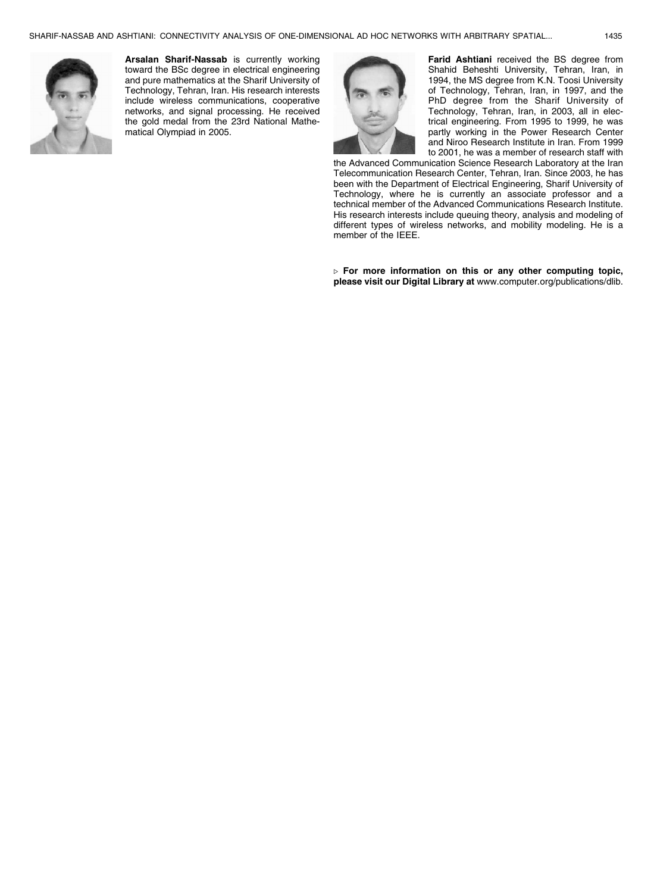**Arsalan Sharif-Nassab** is currently working toward the BSc degree in electrical engineering and pure mathematics at the Sharif University of Technology, Tehran, Iran. His research interests include wireless communications, cooperative networks, and signal processing. He received the gold medal from the 23rd National Mathematical Olympiad in 2005.

**Farid Ashtiani** received the BS degree from Shahid Beheshti University, Tehran, Iran, in 1994, the MS degree from K.N. Toosi University of Technology, Tehran, Iran, in 1997, and the PhD degree from the Sharif University of Technology, Tehran, Iran, in 2003, all in electrical engineering. From 1995 to 1999, he was partly working in the Power Research Center and Niroo Research Institute in Iran. From 1999 to 2001, he was a member of research staff with the Advanced Communication Science Research Laboratory at the Iran Telecommunication Research Center, Tehran, Iran. Since 2003, he has been with the Department of Electrical Engineering, Sharif University of Technology, where he is currently an associate professor and a technical member of the Advanced Communications Research Institute. His research interests include queuing theory, analysis and modeling of different types of wireless networks, and mobility modeling. He is a member of the IEEE.

▷ **For more information on this or any other computing topic, please visit our Digital Library at** www.computer.org/publications/dlib.